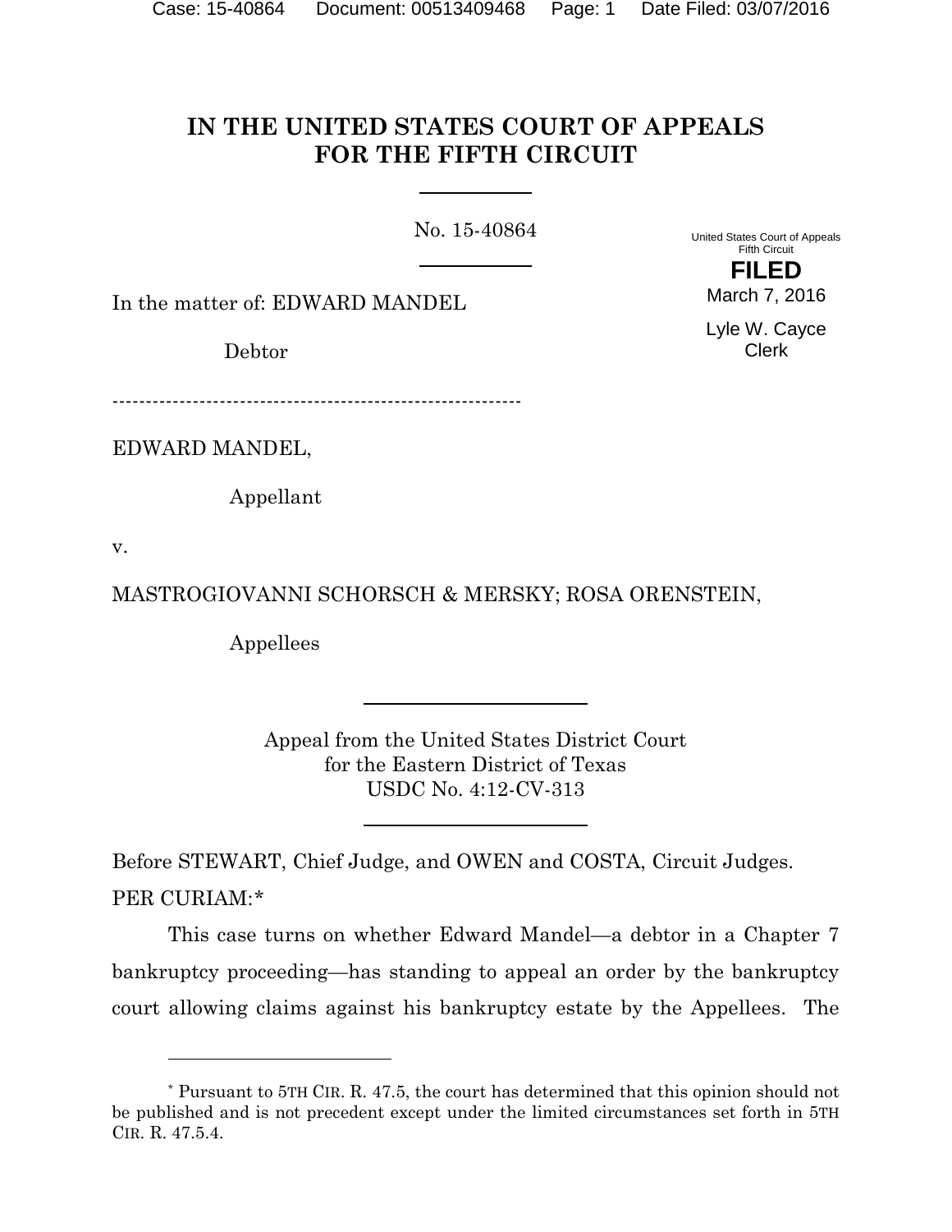# IN THE UNITED STATES COURT OF APPEALS FOR THE FIFTH CIRCUIT

No. 15-40864

United States Court of Appeals
Fifth Circuit

**FILED**

March 7, 2016

Lyle W. Cayce
Clerk

In the matter of: EDWARD MANDEL

Debtor

------------------------------------------------------------

EDWARD MANDEL,

Appellant

v.

MASTROGIOVANNI SCHORSCH & MERSKY; ROSA ORENSTEIN,

Appellees

Appeal from the United States District Court
for the Eastern District of Texas
USDC No. 4:12-CV-313

Before STEWART, Chief Judge, and OWEN and COSTA, Circuit Judges.

PER CURIAM:*

This case turns on whether Edward Mandel—a debtor in a Chapter 7 bankruptcy proceeding—has standing to appeal an order by the bankruptcy court allowing claims against his bankruptcy estate by the Appellees. The

---

* Pursuant to 5TH CIR. R. 47.5, the court has determined that this opinion should not be published and is not precedent except under the limited circumstances set forth in 5TH CIR. R. 47.5.4.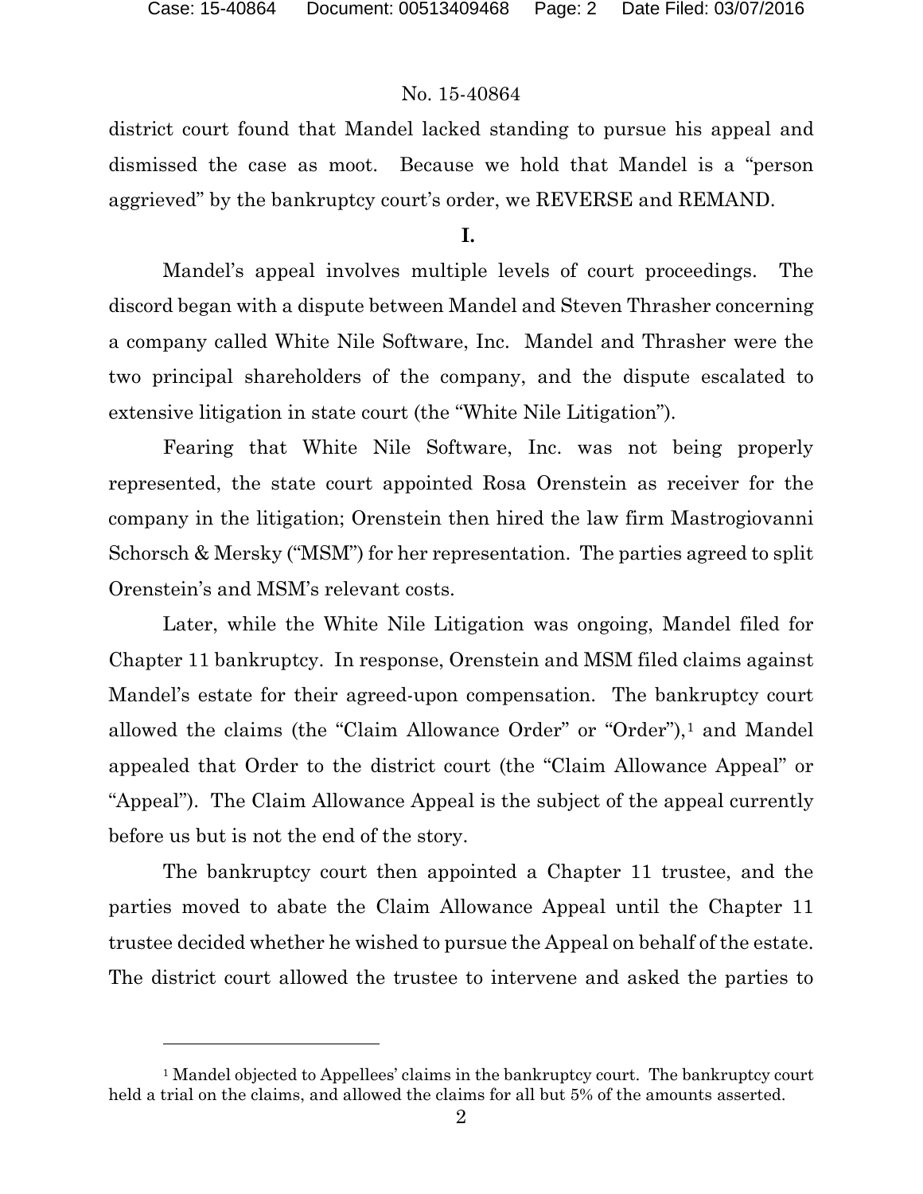district court found that Mandel lacked standing to pursue his appeal and dismissed the case as moot. Because we hold that Mandel is a "person aggrieved" by the bankruptcy court's order, we REVERSE and REMAND.

**I.**

Mandel's appeal involves multiple levels of court proceedings. The discord began with a dispute between Mandel and Steven Thrasher concerning a company called White Nile Software, Inc. Mandel and Thrasher were the two principal shareholders of the company, and the dispute escalated to extensive litigation in state court (the "White Nile Litigation").

Fearing that White Nile Software, Inc. was not being properly represented, the state court appointed Rosa Orenstein as receiver for the company in the litigation; Orenstein then hired the law firm Mastrogiovanni Schorsch & Mersky ("MSM") for her representation. The parties agreed to split Orenstein's and MSM's relevant costs.

Later, while the White Nile Litigation was ongoing, Mandel filed for Chapter 11 bankruptcy. In response, Orenstein and MSM filed claims against Mandel's estate for their agreed-upon compensation. The bankruptcy court allowed the claims (the "Claim Allowance Order" or "Order"),[1] and Mandel appealed that Order to the district court (the "Claim Allowance Appeal" or "Appeal"). The Claim Allowance Appeal is the subject of the appeal currently before us but is not the end of the story.

The bankruptcy court then appointed a Chapter 11 trustee, and the parties moved to abate the Claim Allowance Appeal until the Chapter 11 trustee decided whether he wished to pursue the Appeal on behalf of the estate. The district court allowed the trustee to intervene and asked the parties to

[1] Mandel objected to Appellees' claims in the bankruptcy court. The bankruptcy court held a trial on the claims, and allowed the claims for all but 5% of the amounts asserted.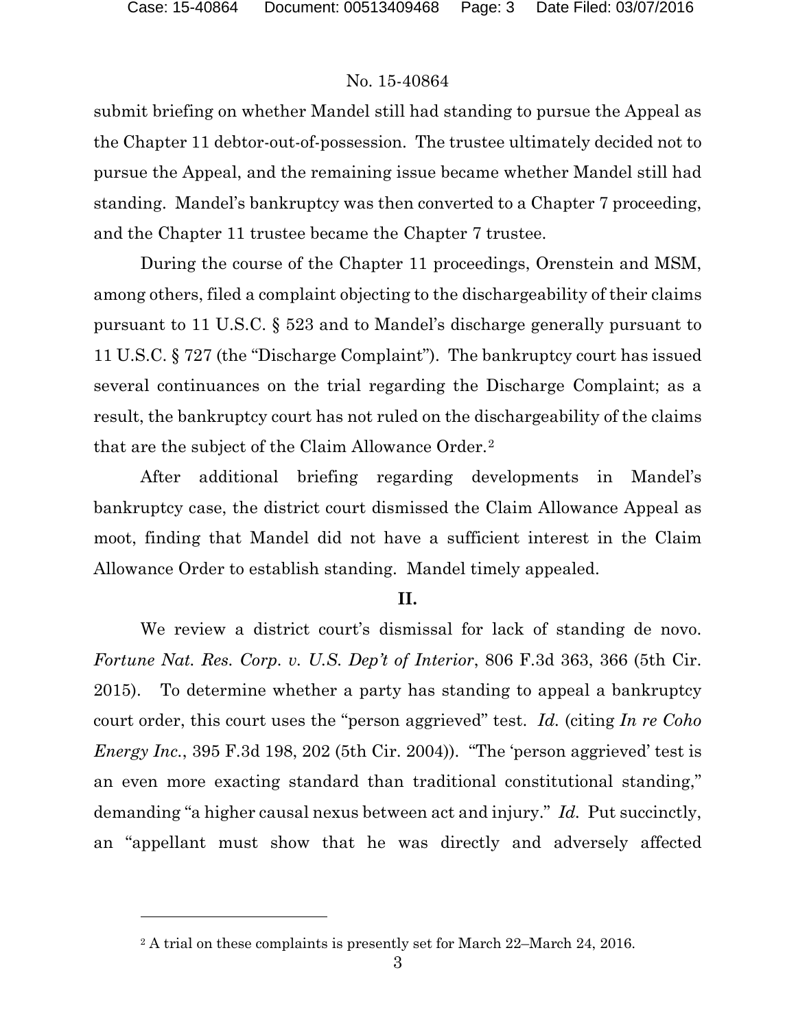submit briefing on whether Mandel still had standing to pursue the Appeal as the Chapter 11 debtor-out-of-possession. The trustee ultimately decided not to pursue the Appeal, and the remaining issue became whether Mandel still had standing. Mandel's bankruptcy was then converted to a Chapter 7 proceeding, and the Chapter 11 trustee became the Chapter 7 trustee.

During the course of the Chapter 11 proceedings, Orenstein and MSM, among others, filed a complaint objecting to the dischargeability of their claims pursuant to 11 U.S.C. § 523 and to Mandel's discharge generally pursuant to 11 U.S.C. § 727 (the "Discharge Complaint"). The bankruptcy court has issued several continuances on the trial regarding the Discharge Complaint; as a result, the bankruptcy court has not ruled on the dischargeability of the claims that are the subject of the Claim Allowance Order.[2]

After additional briefing regarding developments in Mandel's bankruptcy case, the district court dismissed the Claim Allowance Appeal as moot, finding that Mandel did not have a sufficient interest in the Claim Allowance Order to establish standing. Mandel timely appealed.

## II.

We review a district court's dismissal for lack of standing de novo. *Fortune Nat. Res. Corp. v. U.S. Dep't of Interior*, 806 F.3d 363, 366 (5th Cir. 2015). To determine whether a party has standing to appeal a bankruptcy court order, this court uses the "person aggrieved" test. *Id.* (citing *In re Coho Energy Inc.*, 395 F.3d 198, 202 (5th Cir. 2004)). "The 'person aggrieved' test is an even more exacting standard than traditional constitutional standing," demanding "a higher causal nexus between act and injury." *Id.* Put succinctly, an "appellant must show that he was directly and adversely affected

---

[2] A trial on these complaints is presently set for March 22–March 24, 2016.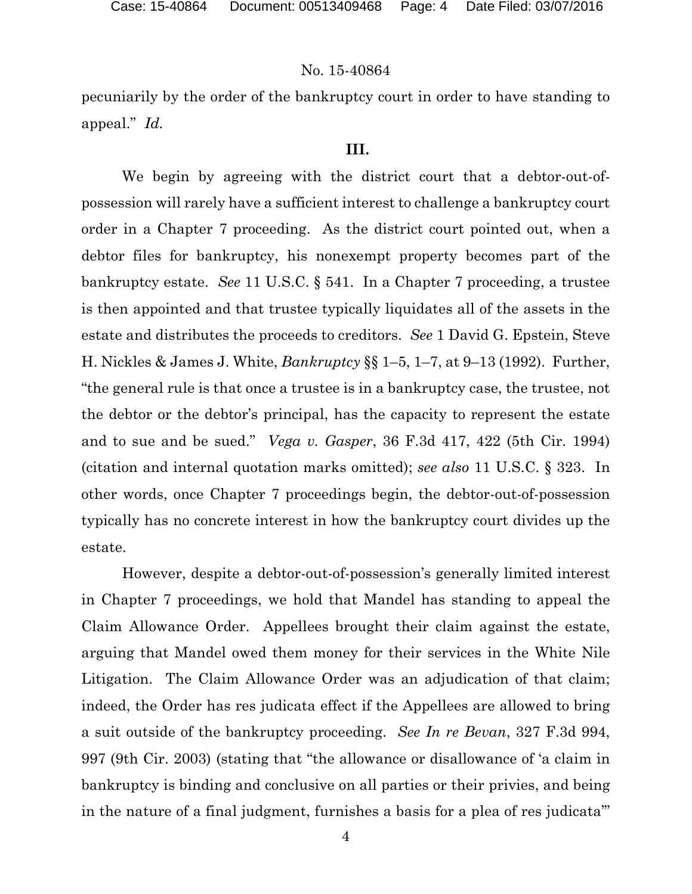pecuniarily by the order of the bankruptcy court in order to have standing to appeal." *Id.*

## III.

We begin by agreeing with the district court that a debtor-out-of-possession will rarely have a sufficient interest to challenge a bankruptcy court order in a Chapter 7 proceeding. As the district court pointed out, when a debtor files for bankruptcy, his nonexempt property becomes part of the bankruptcy estate. *See* 11 U.S.C. § 541. In a Chapter 7 proceeding, a trustee is then appointed and that trustee typically liquidates all of the assets in the estate and distributes the proceeds to creditors. *See* 1 David G. Epstein, Steve H. Nickles & James J. White, *Bankruptcy* §§ 1–5, 1–7, at 9–13 (1992). Further, "the general rule is that once a trustee is in a bankruptcy case, the trustee, not the debtor or the debtor's principal, has the capacity to represent the estate and to sue and be sued." *Vega v. Gasper*, 36 F.3d 417, 422 (5th Cir. 1994) (citation and internal quotation marks omitted); *see also* 11 U.S.C. § 323. In other words, once Chapter 7 proceedings begin, the debtor-out-of-possession typically has no concrete interest in how the bankruptcy court divides up the estate.

However, despite a debtor-out-of-possession's generally limited interest in Chapter 7 proceedings, we hold that Mandel has standing to appeal the Claim Allowance Order. Appellees brought their claim against the estate, arguing that Mandel owed them money for their services in the White Nile Litigation. The Claim Allowance Order was an adjudication of that claim; indeed, the Order has res judicata effect if the Appellees are allowed to bring a suit outside of the bankruptcy proceeding. *See In re Bevan*, 327 F.3d 994, 997 (9th Cir. 2003) (stating that "the allowance or disallowance of 'a claim in bankruptcy is binding and conclusive on all parties or their privies, and being in the nature of a final judgment, furnishes a basis for a plea of res judicata'"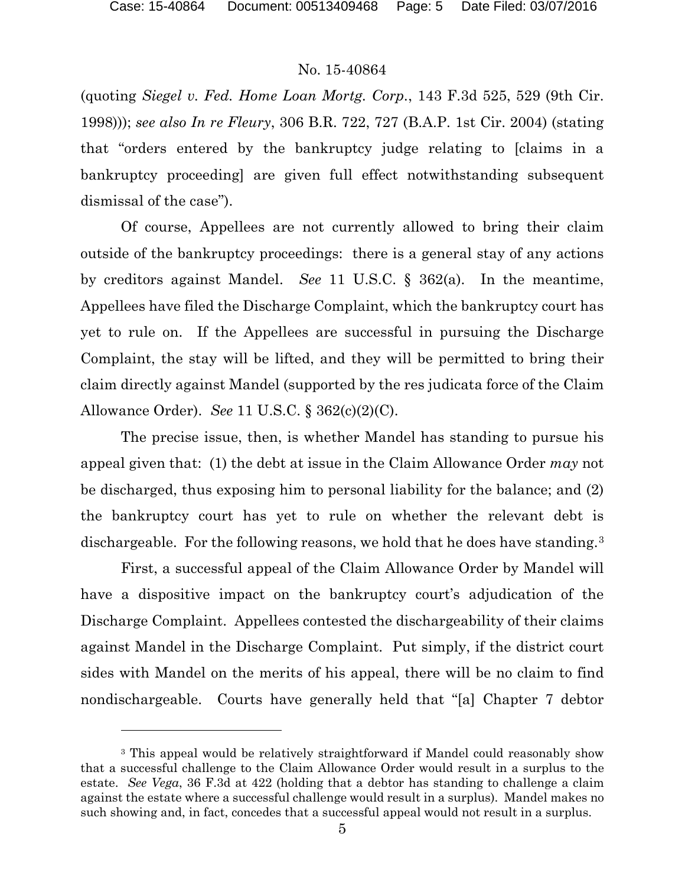(quoting *Siegel v. Fed. Home Loan Mortg. Corp.*, 143 F.3d 525, 529 (9th Cir. 1998))); *see also In re Fleury*, 306 B.R. 722, 727 (B.A.P. 1st Cir. 2004) (stating that "orders entered by the bankruptcy judge relating to [claims in a bankruptcy proceeding] are given full effect notwithstanding subsequent dismissal of the case").

Of course, Appellees are not currently allowed to bring their claim outside of the bankruptcy proceedings: there is a general stay of any actions by creditors against Mandel. *See* 11 U.S.C. § 362(a). In the meantime, Appellees have filed the Discharge Complaint, which the bankruptcy court has yet to rule on. If the Appellees are successful in pursuing the Discharge Complaint, the stay will be lifted, and they will be permitted to bring their claim directly against Mandel (supported by the res judicata force of the Claim Allowance Order). *See* 11 U.S.C. § 362(c)(2)(C).

The precise issue, then, is whether Mandel has standing to pursue his appeal given that: (1) the debt at issue in the Claim Allowance Order *may* not be discharged, thus exposing him to personal liability for the balance; and (2) the bankruptcy court has yet to rule on whether the relevant debt is dischargeable. For the following reasons, we hold that he does have standing.[3]

First, a successful appeal of the Claim Allowance Order by Mandel will have a dispositive impact on the bankruptcy court's adjudication of the Discharge Complaint. Appellees contested the dischargeability of their claims against Mandel in the Discharge Complaint. Put simply, if the district court sides with Mandel on the merits of his appeal, there will be no claim to find nondischargeable. Courts have generally held that "[a] Chapter 7 debtor

---

[3] This appeal would be relatively straightforward if Mandel could reasonably show that a successful challenge to the Claim Allowance Order would result in a surplus to the estate. *See Vega*, 36 F.3d at 422 (holding that a debtor has standing to challenge a claim against the estate where a successful challenge would result in a surplus). Mandel makes no such showing and, in fact, concedes that a successful appeal would not result in a surplus.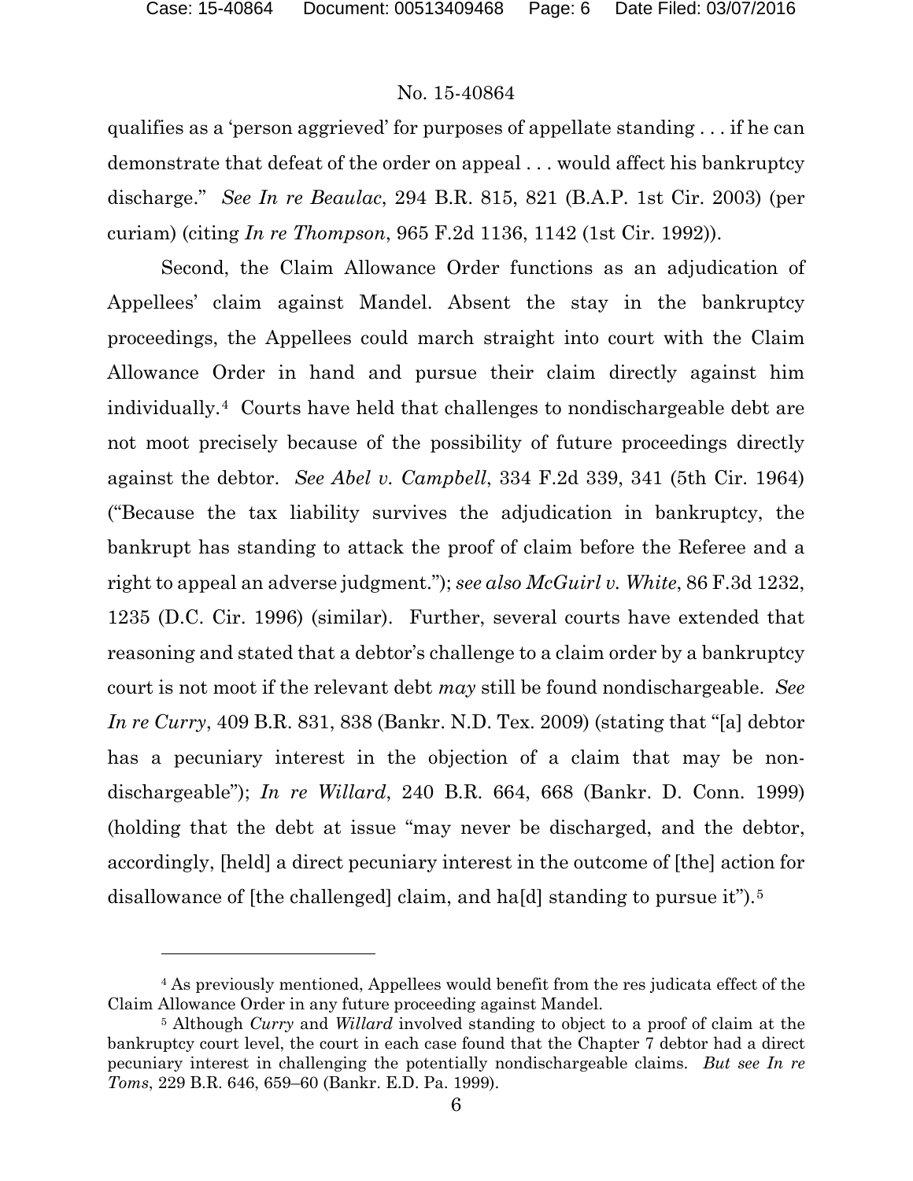qualifies as a 'person aggrieved' for purposes of appellate standing . . . if he can demonstrate that defeat of the order on appeal . . . would affect his bankruptcy discharge." *See In re Beaulac*, 294 B.R. 815, 821 (B.A.P. 1st Cir. 2003) (per curiam) (citing *In re Thompson*, 965 F.2d 1136, 1142 (1st Cir. 1992)).

Second, the Claim Allowance Order functions as an adjudication of Appellees' claim against Mandel. Absent the stay in the bankruptcy proceedings, the Appellees could march straight into court with the Claim Allowance Order in hand and pursue their claim directly against him individually.[4] Courts have held that challenges to nondischargeable debt are not moot precisely because of the possibility of future proceedings directly against the debtor. *See Abel v. Campbell*, 334 F.2d 339, 341 (5th Cir. 1964) ("Because the tax liability survives the adjudication in bankruptcy, the bankrupt has standing to attack the proof of claim before the Referee and a right to appeal an adverse judgment."); *see also McGuirl v. White*, 86 F.3d 1232, 1235 (D.C. Cir. 1996) (similar). Further, several courts have extended that reasoning and stated that a debtor's challenge to a claim order by a bankruptcy court is not moot if the relevant debt *may* still be found nondischargeable. *See In re Curry*, 409 B.R. 831, 838 (Bankr. N.D. Tex. 2009) (stating that "[a] debtor has a pecuniary interest in the objection of a claim that may be non-dischargeable"); *In re Willard*, 240 B.R. 664, 668 (Bankr. D. Conn. 1999) (holding that the debt at issue "may never be discharged, and the debtor, accordingly, [held] a direct pecuniary interest in the outcome of [the] action for disallowance of [the challenged] claim, and ha[d] standing to pursue it").[5]

---

[4] As previously mentioned, Appellees would benefit from the res judicata effect of the Claim Allowance Order in any future proceeding against Mandel.

[5] Although *Curry* and *Willard* involved standing to object to a proof of claim at the bankruptcy court level, the court in each case found that the Chapter 7 debtor had a direct pecuniary interest in challenging the potentially nondischargeable claims. *But see In re Toms*, 229 B.R. 646, 659–60 (Bankr. E.D. Pa. 1999).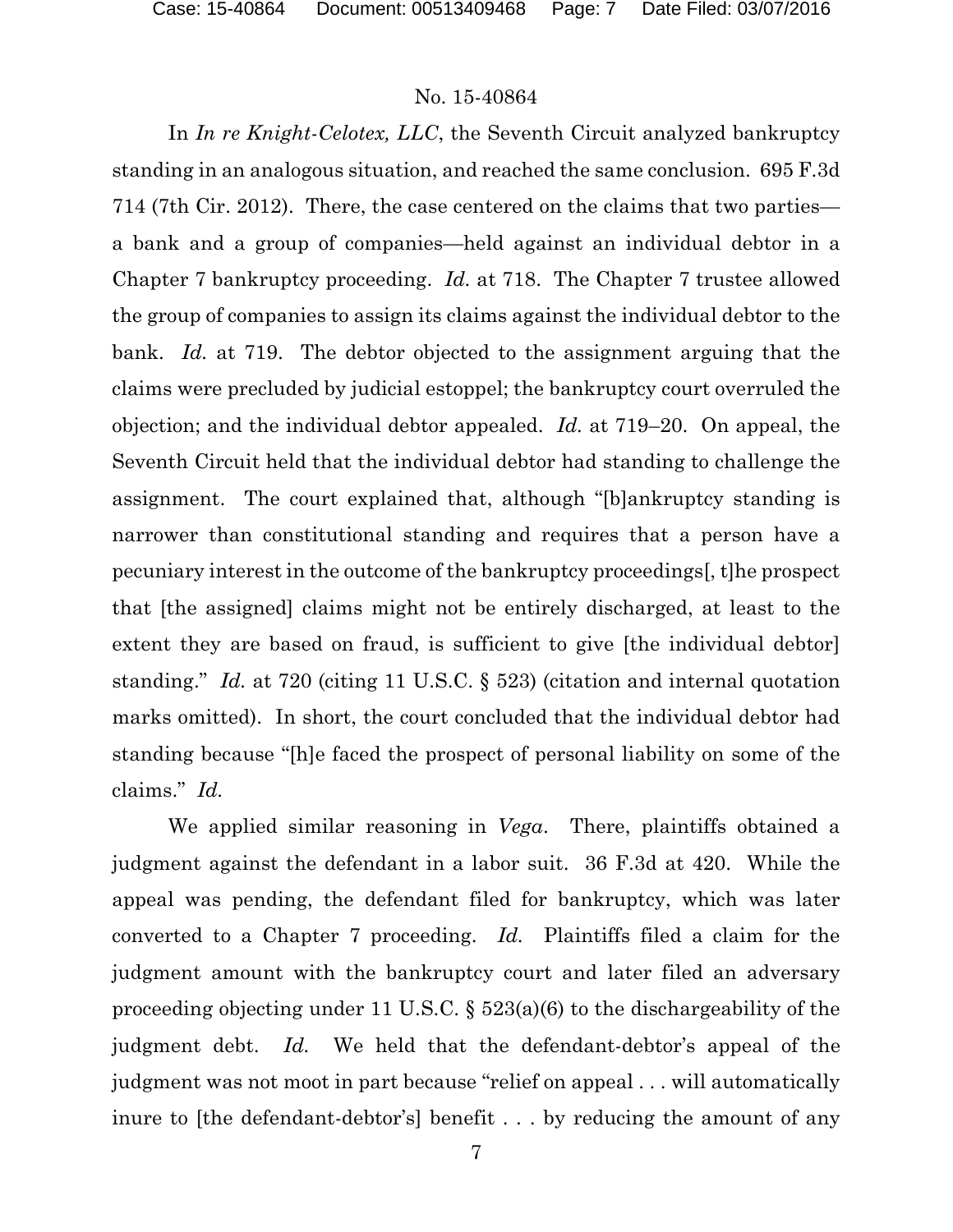In *In re Knight-Celotex, LLC*, the Seventh Circuit analyzed bankruptcy standing in an analogous situation, and reached the same conclusion. 695 F.3d 714 (7th Cir. 2012). There, the case centered on the claims that two parties—a bank and a group of companies—held against an individual debtor in a Chapter 7 bankruptcy proceeding. *Id.* at 718. The Chapter 7 trustee allowed the group of companies to assign its claims against the individual debtor to the bank. *Id.* at 719. The debtor objected to the assignment arguing that the claims were precluded by judicial estoppel; the bankruptcy court overruled the objection; and the individual debtor appealed. *Id.* at 719–20. On appeal, the Seventh Circuit held that the individual debtor had standing to challenge the assignment. The court explained that, although "[b]ankruptcy standing is narrower than constitutional standing and requires that a person have a pecuniary interest in the outcome of the bankruptcy proceedings[, t]he prospect that [the assigned] claims might not be entirely discharged, at least to the extent they are based on fraud, is sufficient to give [the individual debtor] standing." *Id.* at 720 (citing 11 U.S.C. § 523) (citation and internal quotation marks omitted). In short, the court concluded that the individual debtor had standing because "[h]e faced the prospect of personal liability on some of the claims." *Id.*

We applied similar reasoning in *Vega*. There, plaintiffs obtained a judgment against the defendant in a labor suit. 36 F.3d at 420. While the appeal was pending, the defendant filed for bankruptcy, which was later converted to a Chapter 7 proceeding. *Id.* Plaintiffs filed a claim for the judgment amount with the bankruptcy court and later filed an adversary proceeding objecting under 11 U.S.C. § 523(a)(6) to the dischargeability of the judgment debt. *Id.* We held that the defendant-debtor's appeal of the judgment was not moot in part because "relief on appeal . . . will automatically inure to [the defendant-debtor's] benefit . . . by reducing the amount of any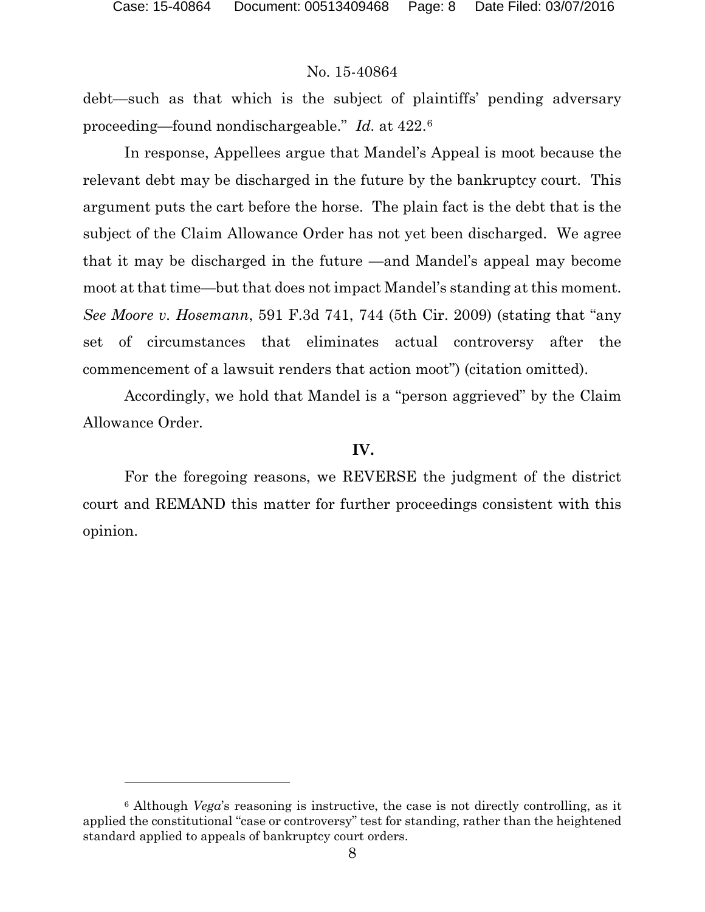debt—such as that which is the subject of plaintiffs' pending adversary proceeding—found nondischargeable." *Id.* at 422.[6]

In response, Appellees argue that Mandel's Appeal is moot because the relevant debt may be discharged in the future by the bankruptcy court. This argument puts the cart before the horse. The plain fact is the debt that is the subject of the Claim Allowance Order has not yet been discharged. We agree that it may be discharged in the future —and Mandel's appeal may become moot at that time—but that does not impact Mandel's standing at this moment. *See Moore v. Hosemann*, 591 F.3d 741, 744 (5th Cir. 2009) (stating that "any set of circumstances that eliminates actual controversy after the commencement of a lawsuit renders that action moot") (citation omitted).

Accordingly, we hold that Mandel is a "person aggrieved" by the Claim Allowance Order.

## IV.

For the foregoing reasons, we REVERSE the judgment of the district court and REMAND this matter for further proceedings consistent with this opinion.

---

[6] Although *Vega*'s reasoning is instructive, the case is not directly controlling, as it applied the constitutional "case or controversy" test for standing, rather than the heightened standard applied to appeals of bankruptcy court orders.